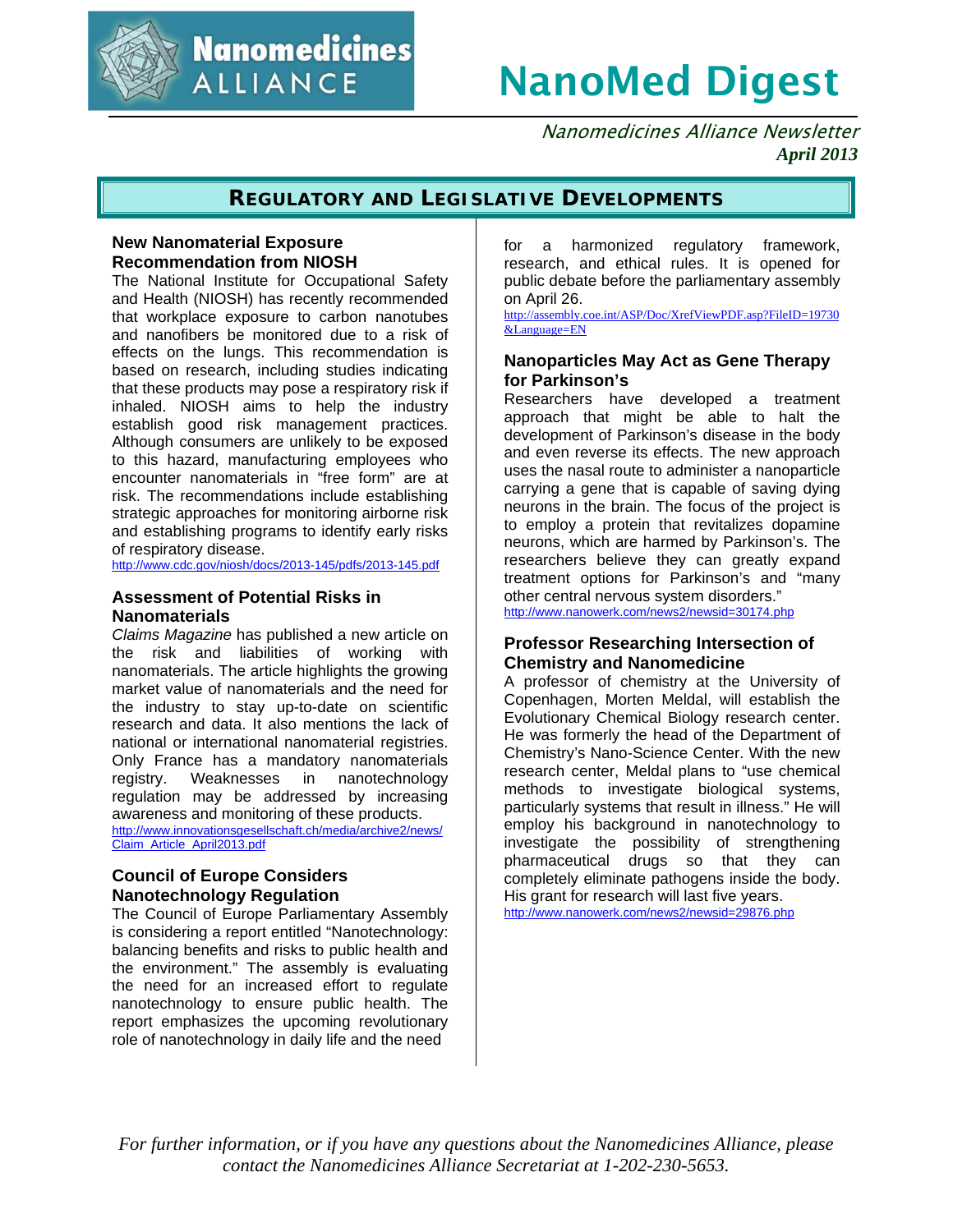# NanoMed Digest

*Nanomedicines Alliance Newsletter*
***April 2013***

## REGULATORY AND LEGISLATIVE DEVELOPMENTS

### New Nanomaterial Exposure Recommendation from NIOSH

The National Institute for Occupational Safety and Health (NIOSH) has recently recommended that workplace exposure to carbon nanotubes and nanofibers be monitored due to a risk of effects on the lungs. This recommendation is based on research, including studies indicating that these products may pose a respiratory risk if inhaled. NIOSH aims to help the industry establish good risk management practices. Although consumers are unlikely to be exposed to this hazard, manufacturing employees who encounter nanomaterials in "free form" are at risk. The recommendations include establishing strategic approaches for monitoring airborne risk and establishing programs to identify early risks of respiratory disease.

http://www.cdc.gov/niosh/docs/2013-145/pdfs/2013-145.pdf

### Assessment of Potential Risks in Nanomaterials

*Claims Magazine* has published a new article on the risk and liabilities of working with nanomaterials. The article highlights the growing market value of nanomaterials and the need for the industry to stay up-to-date on scientific research and data. It also mentions the lack of national or international nanomaterial registries. Only France has a mandatory nanomaterials registry. Weaknesses in nanotechnology regulation may be addressed by increasing awareness and monitoring of these products.

http://www.innovationsgesellschaft.ch/media/archive2/news/Claim_Article_April2013.pdf

### Council of Europe Considers Nanotechnology Regulation

The Council of Europe Parliamentary Assembly is considering a report entitled "Nanotechnology: balancing benefits and risks to public health and the environment." The assembly is evaluating the need for an increased effort to regulate nanotechnology to ensure public health. The report emphasizes the upcoming revolutionary role of nanotechnology in daily life and the need for a harmonized regulatory framework, research, and ethical rules. It is opened for public debate before the parliamentary assembly on April 26.

http://assembly.coe.int/ASP/Doc/XrefViewPDF.asp?FileID=19730&Language=EN

### Nanoparticles May Act as Gene Therapy for Parkinson's

Researchers have developed a treatment approach that might be able to halt the development of Parkinson's disease in the body and even reverse its effects. The new approach uses the nasal route to administer a nanoparticle carrying a gene that is capable of saving dying neurons in the brain. The focus of the project is to employ a protein that revitalizes dopamine neurons, which are harmed by Parkinson's. The researchers believe they can greatly expand treatment options for Parkinson's and "many other central nervous system disorders."

http://www.nanowerk.com/news2/newsid=30174.php

### Professor Researching Intersection of Chemistry and Nanomedicine

A professor of chemistry at the University of Copenhagen, Morten Meldal, will establish the Evolutionary Chemical Biology research center. He was formerly the head of the Department of Chemistry's Nano-Science Center. With the new research center, Meldal plans to "use chemical methods to investigate biological systems, particularly systems that result in illness." He will employ his background in nanotechnology to investigate the possibility of strengthening pharmaceutical drugs so that they can completely eliminate pathogens inside the body. His grant for research will last five years.

http://www.nanowerk.com/news2/newsid=29876.php

*For further information, or if you have any questions about the Nanomedicines Alliance, please contact the Nanomedicines Alliance Secretariat at 1-202-230-5653.*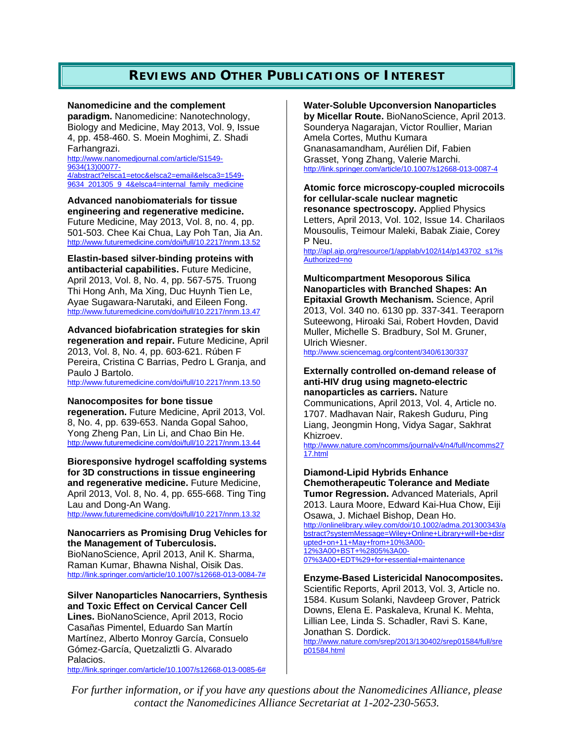## Reviews and Other Publications of Interest

**Nanomedicine and the complement paradigm.** Nanomedicine: Nanotechnology, Biology and Medicine, May 2013, Vol. 9, Issue 4, pp. 458-460. S. Moein Moghimi, Z. Shadi Farhangrazi.
http://www.nanomedjournal.com/article/S1549-9634(13)00077-4/abstract?elsca1=etoc&elsca2=email&elsca3=1549-9634_201305_9_4&elsca4=internal_family_medicine

**Advanced nanobiomaterials for tissue engineering and regenerative medicine.** Future Medicine, May 2013, Vol. 8, no. 4, pp. 501-503. Chee Kai Chua, Lay Poh Tan, Jia An.
http://www.futuremedicine.com/doi/full/10.2217/nnm.13.52

**Elastin-based silver-binding proteins with antibacterial capabilities.** Future Medicine, April 2013, Vol. 8, No. 4, pp. 567-575. Truong Thi Hong Anh, Ma Xing, Duc Huynh Tien Le, Ayae Sugawara-Narutaki, and Eileen Fong.
http://www.futuremedicine.com/doi/full/10.2217/nnm.13.47

**Advanced biofabrication strategies for skin regeneration and repair.** Future Medicine, April 2013, Vol. 8, No. 4, pp. 603-621. Rúben F Pereira, Cristina C Barrias, Pedro L Granja, and Paulo J Bartolo.
http://www.futuremedicine.com/doi/full/10.2217/nnm.13.50

**Nanocomposites for bone tissue regeneration.** Future Medicine, April 2013, Vol. 8, No. 4, pp. 639-653. Nanda Gopal Sahoo, Yong Zheng Pan, Lin Li, and Chao Bin He.
http://www.futuremedicine.com/doi/full/10.2217/nnm.13.44

**Bioresponsive hydrogel scaffolding systems for 3D constructions in tissue engineering and regenerative medicine.** Future Medicine, April 2013, Vol. 8, No. 4, pp. 655-668. Ting Ting Lau and Dong-An Wang.
http://www.futuremedicine.com/doi/full/10.2217/nnm.13.32

**Nanocarriers as Promising Drug Vehicles for the Management of Tuberculosis.** BioNanoScience, April 2013, Anil K. Sharma, Raman Kumar, Bhawna Nishal, Oisik Das.
http://link.springer.com/article/10.1007/s12668-013-0084-7#

**Silver Nanoparticles Nanocarriers, Synthesis and Toxic Effect on Cervical Cancer Cell Lines.** BioNanoScience, April 2013, Rocio Casañas Pimentel, Eduardo San Martín Martínez, Alberto Monroy García, Consuelo Gómez-García, Quetzaliztli G. Alvarado Palacios.
http://link.springer.com/article/10.1007/s12668-013-0085-6#

**Water-Soluble Upconversion Nanoparticles by Micellar Route.** BioNanoScience, April 2013. Sounderya Nagarajan, Victor Roullier, Marian Amela Cortes, Muthu Kumara Gnanasamandham, Aurélien Dif, Fabien Grasset, Yong Zhang, Valerie Marchi.
http://link.springer.com/article/10.1007/s12668-013-0087-4

**Atomic force microscopy-coupled microcoils for cellular-scale nuclear magnetic resonance spectroscopy.** Applied Physics Letters, April 2013, Vol. 102, Issue 14. Charilaos Mousoulis, Teimour Maleki, Babak Ziaie, Corey P Neu.
http://apl.aip.org/resource/1/applab/v102/i14/p143702_s1?isAuthorized=no

**Multicompartment Mesoporous Silica Nanoparticles with Branched Shapes: An Epitaxial Growth Mechanism.** Science, April 2013, Vol. 340 no. 6130 pp. 337-341. Teeraporn Suteewong, Hiroaki Sai, Robert Hovden, David Muller, Michelle S. Bradbury, Sol M. Gruner, Ulrich Wiesner.
http://www.sciencemag.org/content/340/6130/337

**Externally controlled on-demand release of anti-HIV drug using magneto-electric nanoparticles as carriers.** Nature Communications, April 2013, Vol. 4, Article no. 1707. Madhavan Nair, Rakesh Guduru, Ping Liang, Jeongmin Hong, Vidya Sagar, Sakhrat Khizroev.
http://www.nature.com/ncomms/journal/v4/n4/full/ncomms2717.html

**Diamond-Lipid Hybrids Enhance Chemotherapeutic Tolerance and Mediate Tumor Regression.** Advanced Materials, April 2013. Laura Moore, Edward Kai-Hua Chow, Eiji Osawa, J. Michael Bishop, Dean Ho.
http://onlinelibrary.wiley.com/doi/10.1002/adma.201300343/abstract?systemMessage=Wiley+Online+Library+will+be+disrupted+on+11+May+from+10%3A00-12%3A00+BST+%2805%3A00-07%3A00+EDT%29+for+essential+maintenance

**Enzyme-Based Listericidal Nanocomposites.** Scientific Reports, April 2013, Vol. 3, Article no. 1584. Kusum Solanki, Navdeep Grover, Patrick Downs, Elena E. Paskaleva, Krunal K. Mehta, Lillian Lee, Linda S. Schadler, Ravi S. Kane, Jonathan S. Dordick.
http://www.nature.com/srep/2013/130402/srep01584/full/srep01584.html

*For further information, or if you have any questions about the Nanomedicines Alliance, please contact the Nanomedicines Alliance Secretariat at 1-202-230-5653.*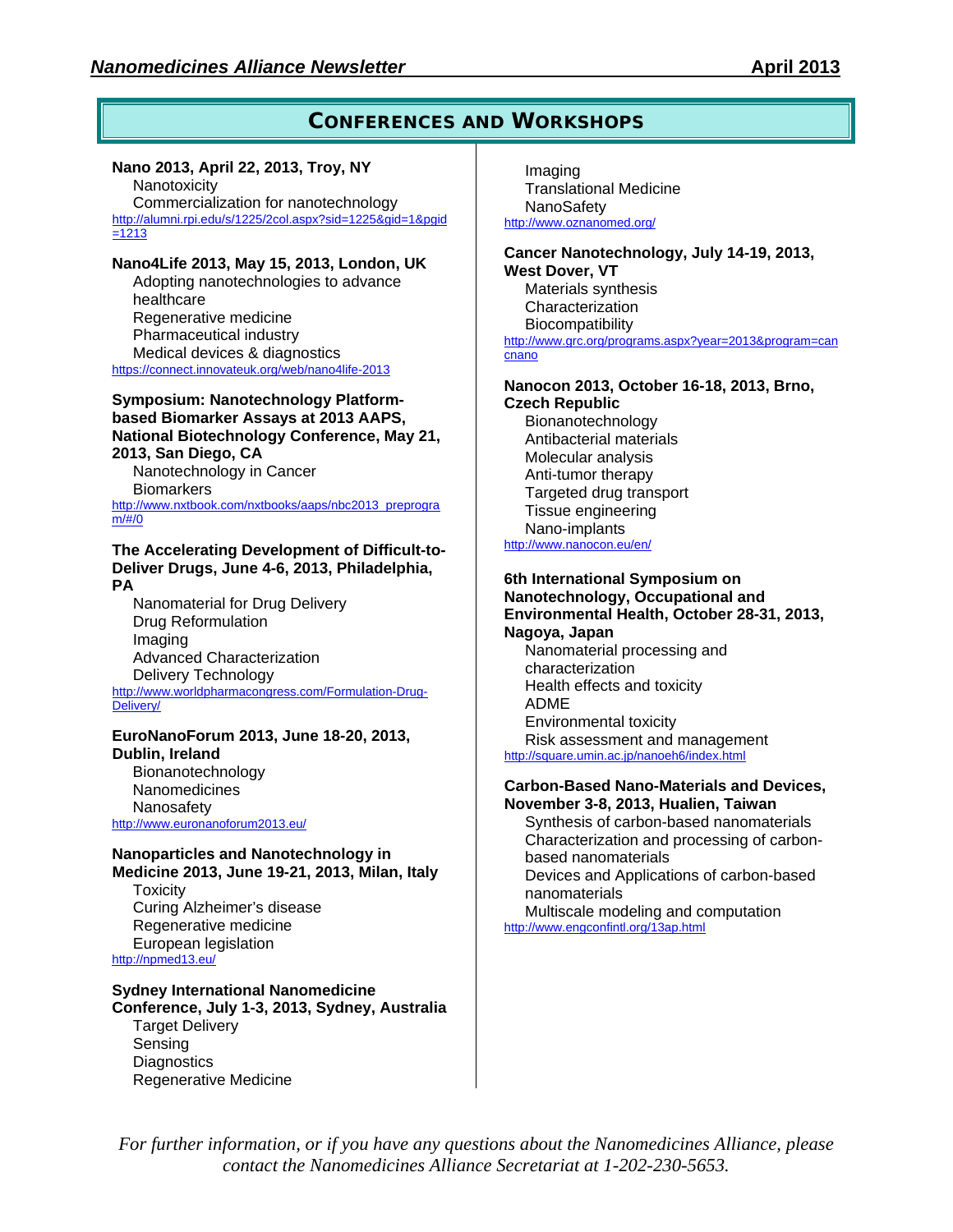## CONFERENCES AND WORKSHOPS

**Nano 2013, April 22, 2013, Troy, NY**

- Nanotoxicity
- Commercialization for nanotechnology

http://alumni.rpi.edu/s/1225/2col.aspx?sid=1225&gid=1&pgid=1213

**Nano4Life 2013, May 15, 2013, London, UK**

- Adopting nanotechnologies to advance healthcare
- Regenerative medicine
- Pharmaceutical industry
- Medical devices & diagnostics

https://connect.innovateuk.org/web/nano4life-2013

**Symposium: Nanotechnology Platform-based Biomarker Assays at 2013 AAPS, National Biotechnology Conference, May 21, 2013, San Diego, CA**

- Nanotechnology in Cancer
- Biomarkers

http://www.nxtbook.com/nxtbooks/aaps/nbc2013_preprogram/#/0

**The Accelerating Development of Difficult-to-Deliver Drugs, June 4-6, 2013, Philadelphia, PA**

- Nanomaterial for Drug Delivery
- Drug Reformulation
- Imaging
- Advanced Characterization
- Delivery Technology

http://www.worldpharmacongress.com/Formulation-Drug-Delivery/

**EuroNanoForum 2013, June 18-20, 2013, Dublin, Ireland**

- Bionanotechnology
- Nanomedicines
- Nanosafety

http://www.euronanoforum2013.eu/

**Nanoparticles and Nanotechnology in Medicine 2013, June 19-21, 2013, Milan, Italy**

- Toxicity
- Curing Alzheimer's disease
- Regenerative medicine
- European legislation

http://npmed13.eu/

**Sydney International Nanomedicine Conference, July 1-3, 2013, Sydney, Australia**

- Target Delivery
- Sensing
- Diagnostics
- Regenerative Medicine
- Imaging
- Translational Medicine
- NanoSafety

http://www.oznanomed.org/

**Cancer Nanotechnology, July 14-19, 2013, West Dover, VT**

- Materials synthesis
- Characterization
- Biocompatibility

http://www.grc.org/programs.aspx?year=2013&program=cancnano

**Nanocon 2013, October 16-18, 2013, Brno, Czech Republic**

- Bionanotechnology
- Antibacterial materials
- Molecular analysis
- Anti-tumor therapy
- Targeted drug transport
- Tissue engineering
- Nano-implants

http://www.nanocon.eu/en/

**6th International Symposium on Nanotechnology, Occupational and Environmental Health, October 28-31, 2013, Nagoya, Japan**

- Nanomaterial processing and characterization
- Health effects and toxicity
- ADME
- Environmental toxicity
- Risk assessment and management

http://square.umin.ac.jp/nanoeh6/index.html

**Carbon-Based Nano-Materials and Devices, November 3-8, 2013, Hualien, Taiwan**

- Synthesis of carbon-based nanomaterials
- Characterization and processing of carbon-based nanomaterials
- Devices and Applications of carbon-based nanomaterials
- Multiscale modeling and computation

http://www.engconfintl.org/13ap.html

*For further information, or if you have any questions about the Nanomedicines Alliance, please contact the Nanomedicines Alliance Secretariat at 1-202-230-5653.*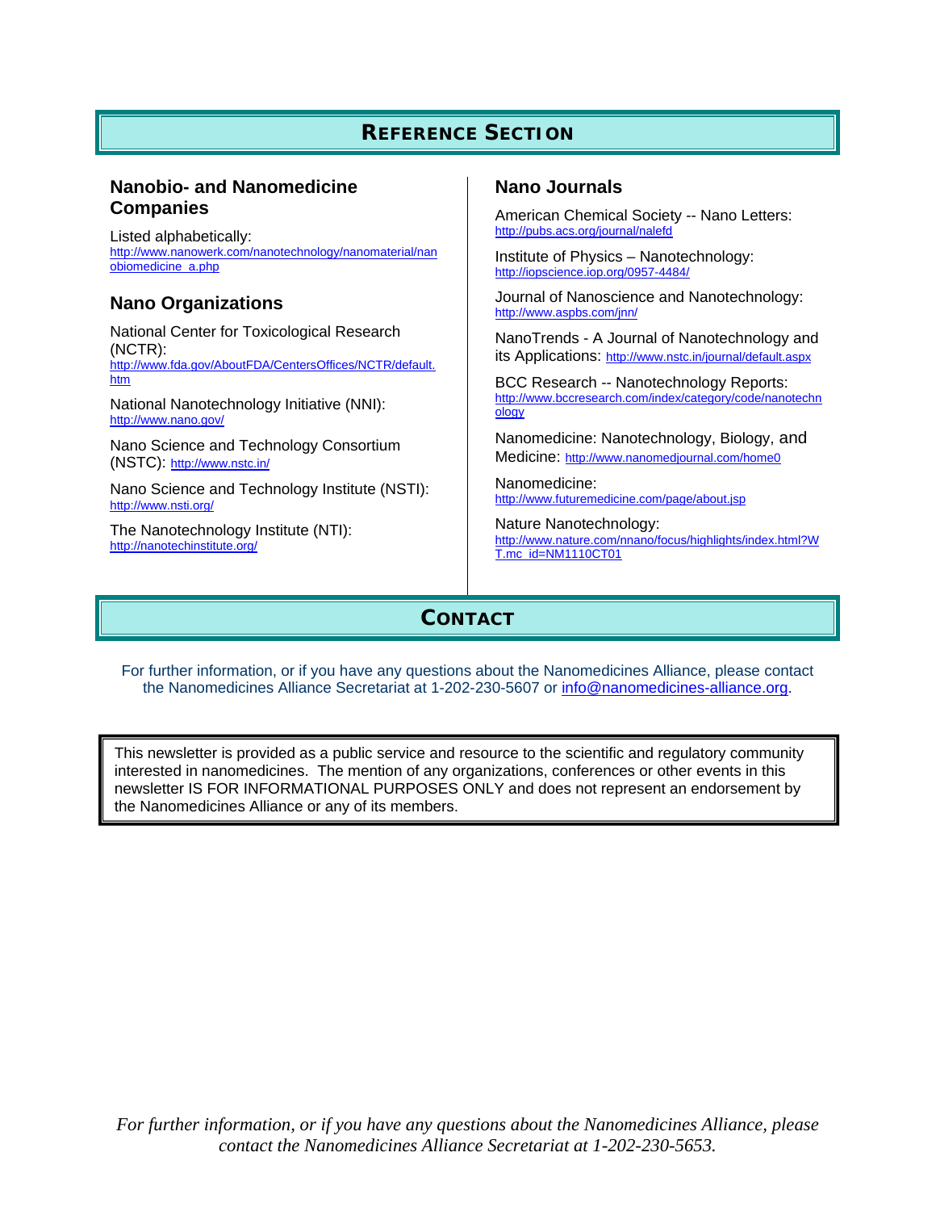# REFERENCE SECTION

## Nanobio- and Nanomedicine Companies

Listed alphabetically:
http://www.nanowerk.com/nanotechnology/nanomaterial/nanobiomedicine_a.php

## Nano Organizations

National Center for Toxicological Research (NCTR):
http://www.fda.gov/AboutFDA/CentersOffices/NCTR/default.htm

National Nanotechnology Initiative (NNI):
http://www.nano.gov/

Nano Science and Technology Consortium (NSTC): http://www.nstc.in/

Nano Science and Technology Institute (NSTI):
http://www.nsti.org/

The Nanotechnology Institute (NTI):
http://nanotechinstitute.org/

## Nano Journals

American Chemical Society -- Nano Letters:
http://pubs.acs.org/journal/nalefd

Institute of Physics – Nanotechnology:
http://iopscience.iop.org/0957-4484/

Journal of Nanoscience and Nanotechnology:
http://www.aspbs.com/jnn/

NanoTrends - A Journal of Nanotechnology and its Applications: http://www.nstc.in/journal/default.aspx

BCC Research -- Nanotechnology Reports:
http://www.bccresearch.com/index/category/code/nanotechnology

Nanomedicine: Nanotechnology, Biology, and Medicine: http://www.nanomedjournal.com/home0

Nanomedicine:
http://www.futuremedicine.com/page/about.jsp

Nature Nanotechnology:
http://www.nature.com/nnano/focus/highlights/index.html?WT.mc_id=NM1110CT01

# CONTACT

For further information, or if you have any questions about the Nanomedicines Alliance, please contact the Nanomedicines Alliance Secretariat at 1-202-230-5607 or info@nanomedicines-alliance.org.

This newsletter is provided as a public service and resource to the scientific and regulatory community interested in nanomedicines. The mention of any organizations, conferences or other events in this newsletter IS FOR INFORMATIONAL PURPOSES ONLY and does not represent an endorsement by the Nanomedicines Alliance or any of its members.

*For further information, or if you have any questions about the Nanomedicines Alliance, please contact the Nanomedicines Alliance Secretariat at 1-202-230-5653.*